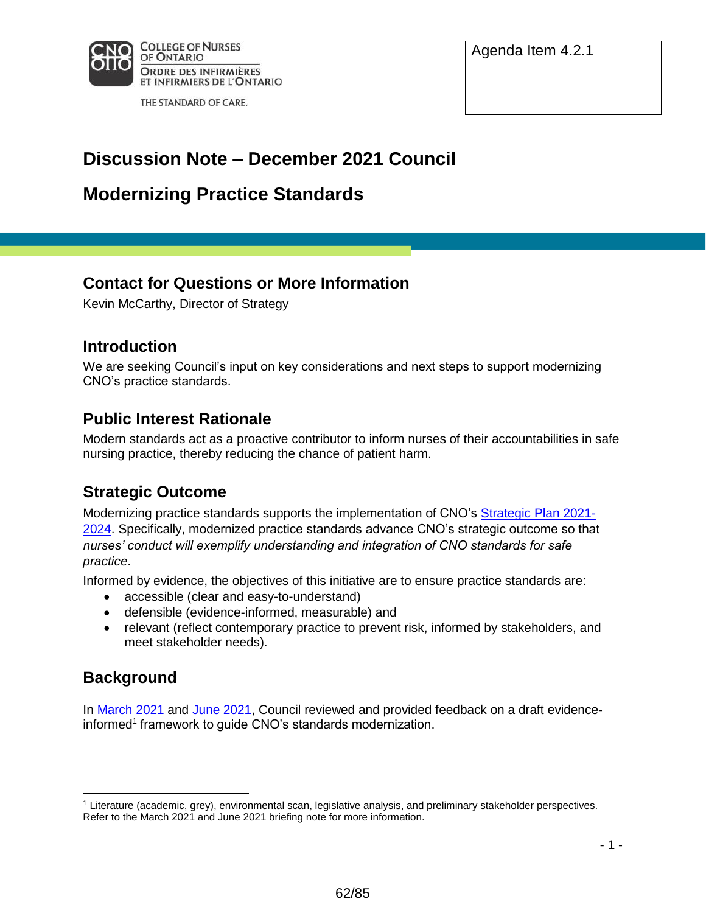Agenda Item 4.2.1

# Discussion Note – December 2021 Council

# Modernizing Practice Standards

## Contact for Questions or More Information

Kevin McCarthy, Director of Strategy

## Introduction

We are seeking Council's input on key considerations and next steps to support modernizing CNO's practice standards.

## Public Interest Rationale

Modern standards act as a proactive contributor to inform nurses of their accountabilities in safe nursing practice, thereby reducing the chance of patient harm.

## Strategic Outcome

Modernizing practice standards supports the implementation of CNO's Strategic Plan 2021-2024. Specifically, modernized practice standards advance CNO's strategic outcome so that *nurses' conduct will exemplify understanding and integration of CNO standards for safe practice*.

Informed by evidence, the objectives of this initiative are to ensure practice standards are:

- accessible (clear and easy-to-understand)
- defensible (evidence-informed, measurable) and
- relevant (reflect contemporary practice to prevent risk, informed by stakeholders, and meet stakeholder needs).

## Background

In March 2021 and June 2021, Council reviewed and provided feedback on a draft evidence-informed[1] framework to guide CNO's standards modernization.

[1] Literature (academic, grey), environmental scan, legislative analysis, and preliminary stakeholder perspectives. Refer to the March 2021 and June 2021 briefing note for more information.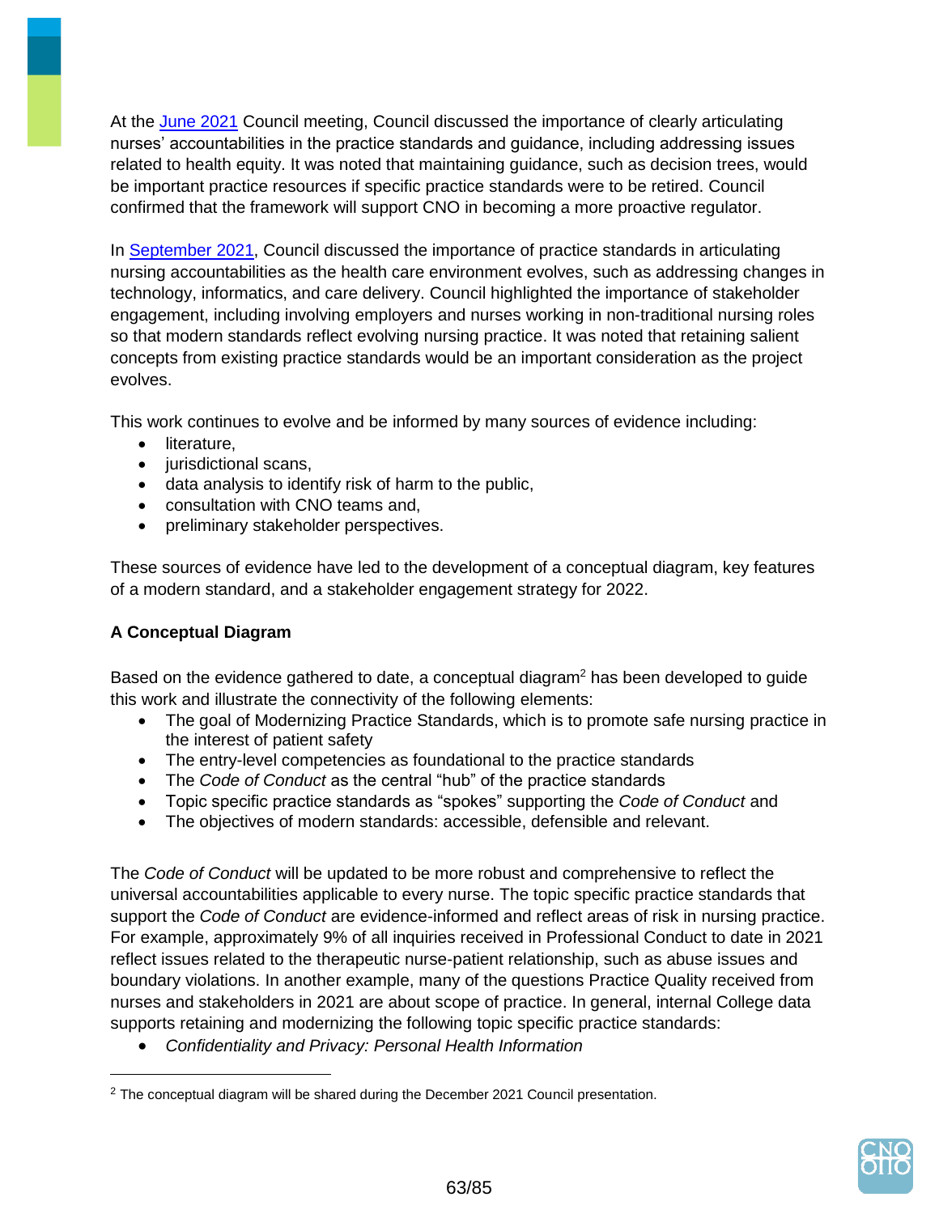At the June 2021 Council meeting, Council discussed the importance of clearly articulating nurses' accountabilities in the practice standards and guidance, including addressing issues related to health equity. It was noted that maintaining guidance, such as decision trees, would be important practice resources if specific practice standards were to be retired. Council confirmed that the framework will support CNO in becoming a more proactive regulator.

In September 2021, Council discussed the importance of practice standards in articulating nursing accountabilities as the health care environment evolves, such as addressing changes in technology, informatics, and care delivery. Council highlighted the importance of stakeholder engagement, including involving employers and nurses working in non-traditional nursing roles so that modern standards reflect evolving nursing practice. It was noted that retaining salient concepts from existing practice standards would be an important consideration as the project evolves.

This work continues to evolve and be informed by many sources of evidence including:

- literature,
- jurisdictional scans,
- data analysis to identify risk of harm to the public,
- consultation with CNO teams and,
- preliminary stakeholder perspectives.

These sources of evidence have led to the development of a conceptual diagram, key features of a modern standard, and a stakeholder engagement strategy for 2022.

**A Conceptual Diagram**

Based on the evidence gathered to date, a conceptual diagram[2] has been developed to guide this work and illustrate the connectivity of the following elements:

- The goal of Modernizing Practice Standards, which is to promote safe nursing practice in the interest of patient safety
- The entry-level competencies as foundational to the practice standards
- The *Code of Conduct* as the central "hub" of the practice standards
- Topic specific practice standards as "spokes" supporting the *Code of Conduct* and
- The objectives of modern standards: accessible, defensible and relevant.

The *Code of Conduct* will be updated to be more robust and comprehensive to reflect the universal accountabilities applicable to every nurse. The topic specific practice standards that support the *Code of Conduct* are evidence-informed and reflect areas of risk in nursing practice. For example, approximately 9% of all inquiries received in Professional Conduct to date in 2021 reflect issues related to the therapeutic nurse-patient relationship, such as abuse issues and boundary violations. In another example, many of the questions Practice Quality received from nurses and stakeholders in 2021 are about scope of practice. In general, internal College data supports retaining and modernizing the following topic specific practice standards:

- *Confidentiality and Privacy: Personal Health Information*

[2] The conceptual diagram will be shared during the December 2021 Council presentation.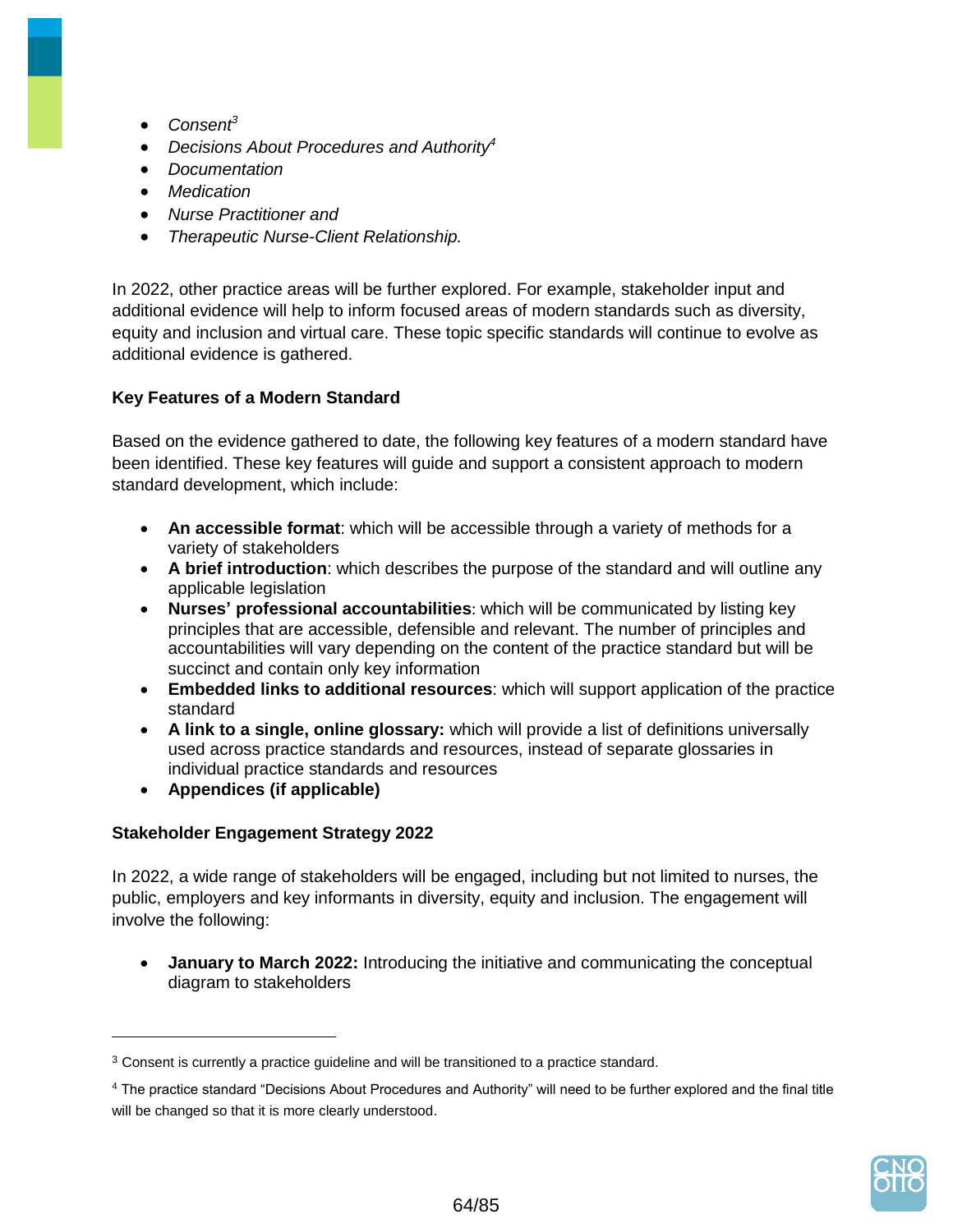- *Consent*[3]
- *Decisions About Procedures and Authority*[4]
- *Documentation*
- *Medication*
- *Nurse Practitioner and*
- *Therapeutic Nurse-Client Relationship.*

In 2022, other practice areas will be further explored. For example, stakeholder input and additional evidence will help to inform focused areas of modern standards such as diversity, equity and inclusion and virtual care. These topic specific standards will continue to evolve as additional evidence is gathered.

**Key Features of a Modern Standard**

Based on the evidence gathered to date, the following key features of a modern standard have been identified. These key features will guide and support a consistent approach to modern standard development, which include:

- **An accessible format**: which will be accessible through a variety of methods for a variety of stakeholders
- **A brief introduction**: which describes the purpose of the standard and will outline any applicable legislation
- **Nurses' professional accountabilities**: which will be communicated by listing key principles that are accessible, defensible and relevant. The number of principles and accountabilities will vary depending on the content of the practice standard but will be succinct and contain only key information
- **Embedded links to additional resources**: which will support application of the practice standard
- **A link to a single, online glossary:** which will provide a list of definitions universally used across practice standards and resources, instead of separate glossaries in individual practice standards and resources
- **Appendices (if applicable)**

**Stakeholder Engagement Strategy 2022**

In 2022, a wide range of stakeholders will be engaged, including but not limited to nurses, the public, employers and key informants in diversity, equity and inclusion. The engagement will involve the following:

- **January to March 2022:** Introducing the initiative and communicating the conceptual diagram to stakeholders

---

[3] Consent is currently a practice guideline and will be transitioned to a practice standard.

[4] The practice standard "Decisions About Procedures and Authority" will need to be further explored and the final title will be changed so that it is more clearly understood.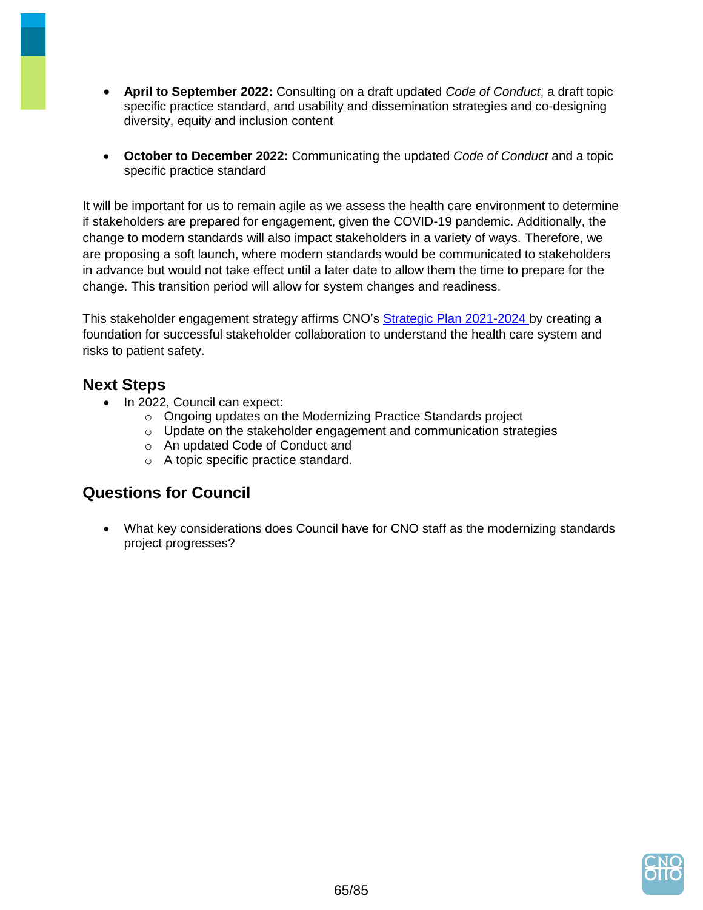- **April to September 2022:** Consulting on a draft updated *Code of Conduct*, a draft topic specific practice standard, and usability and dissemination strategies and co-designing diversity, equity and inclusion content

- **October to December 2022:** Communicating the updated *Code of Conduct* and a topic specific practice standard

It will be important for us to remain agile as we assess the health care environment to determine if stakeholders are prepared for engagement, given the COVID-19 pandemic. Additionally, the change to modern standards will also impact stakeholders in a variety of ways. Therefore, we are proposing a soft launch, where modern standards would be communicated to stakeholders in advance but would not take effect until a later date to allow them the time to prepare for the change. This transition period will allow for system changes and readiness.

This stakeholder engagement strategy affirms CNO's Strategic Plan 2021-2024 by creating a foundation for successful stakeholder collaboration to understand the health care system and risks to patient safety.

## Next Steps

- In 2022, Council can expect:
  - Ongoing updates on the Modernizing Practice Standards project
  - Update on the stakeholder engagement and communication strategies
  - An updated Code of Conduct and
  - A topic specific practice standard.

## Questions for Council

- What key considerations does Council have for CNO staff as the modernizing standards project progresses?